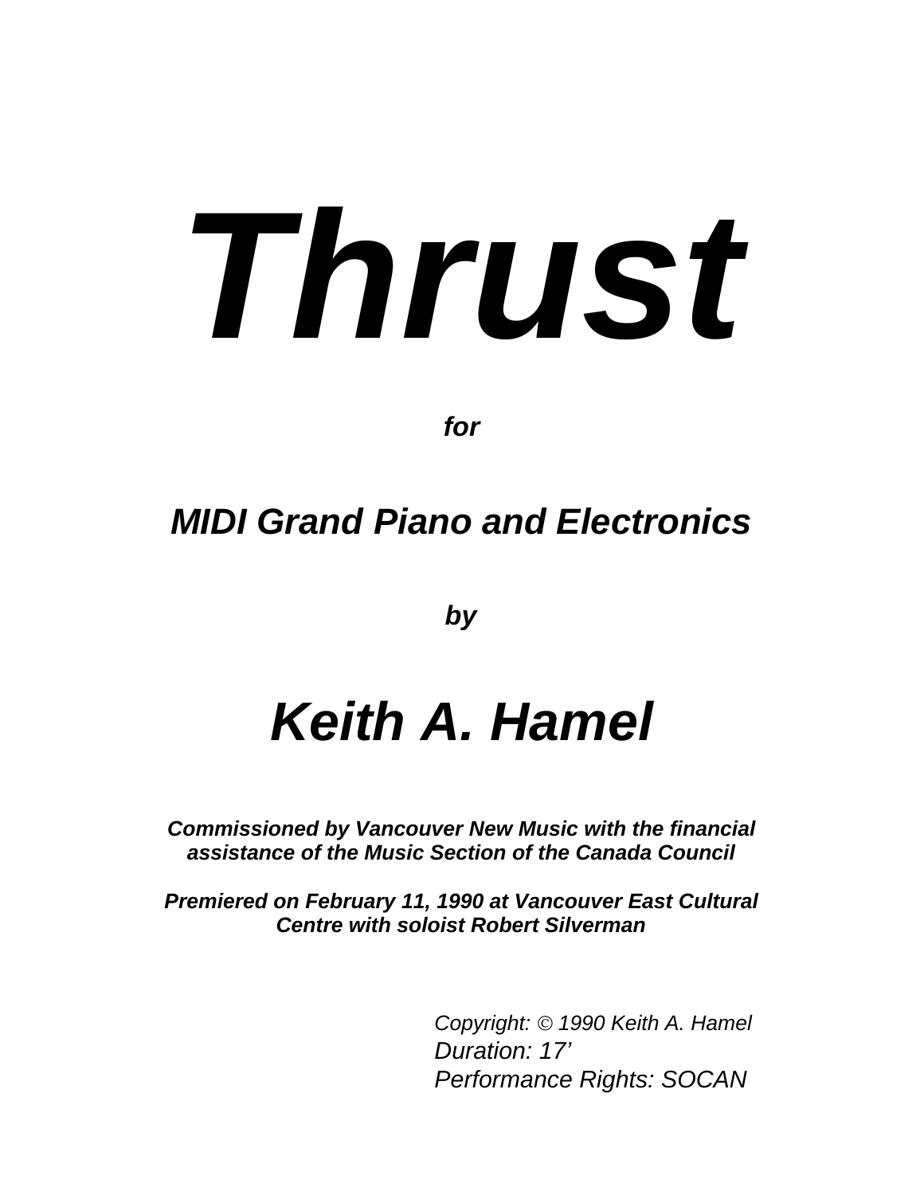# *Thrust*

***for***

## *MIDI Grand Piano and Electronics*

***by***

# *Keith A. Hamel*

***Commissioned by Vancouver New Music with the financial assistance of the Music Section of the Canada Council***

***Premiered on February 11, 1990 at Vancouver East Cultural Centre with soloist Robert Silverman***

*Copyright: © 1990 Keith A. Hamel*
*Duration: 17'*
*Performance Rights: SOCAN*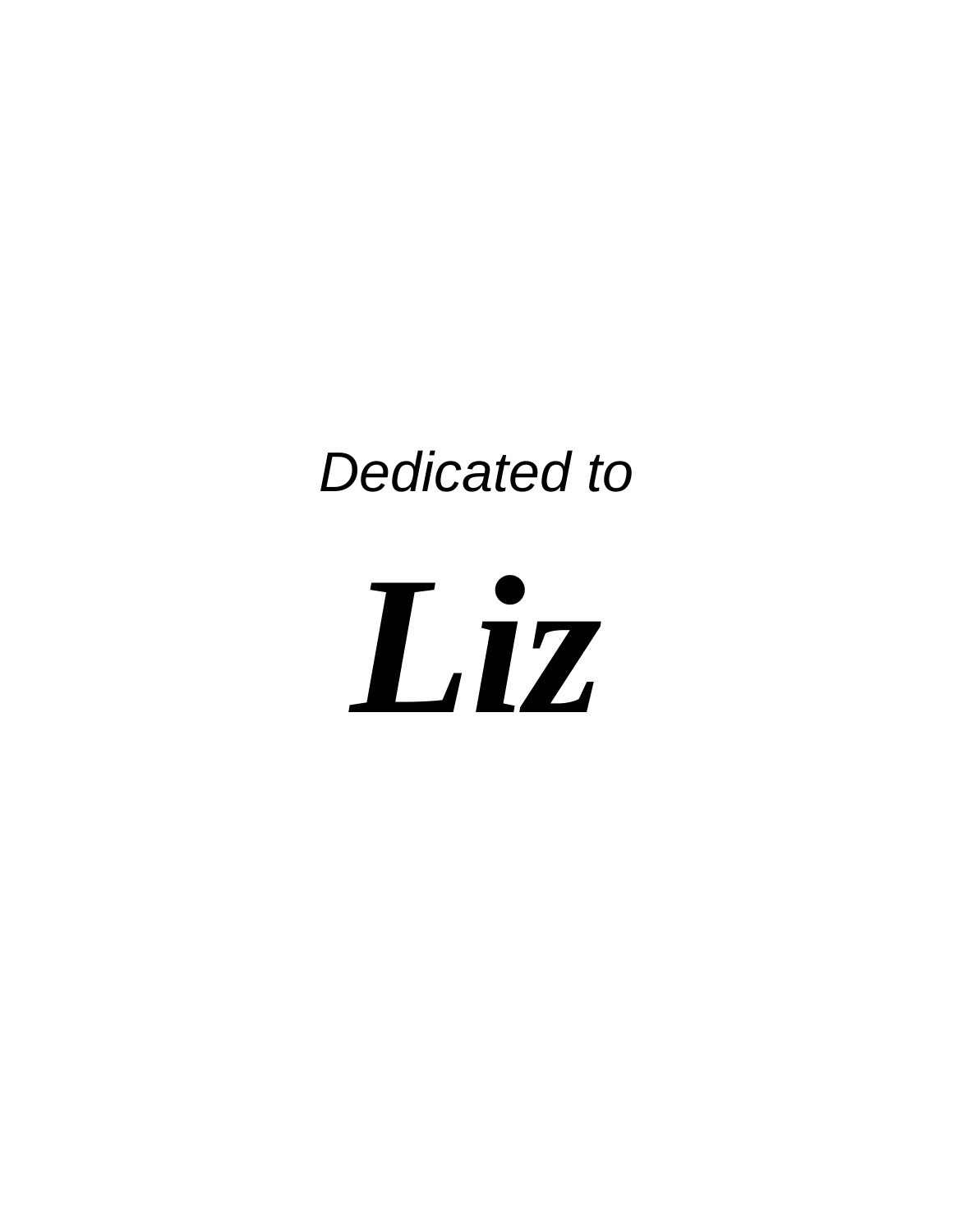*Dedicated to*

***Liz***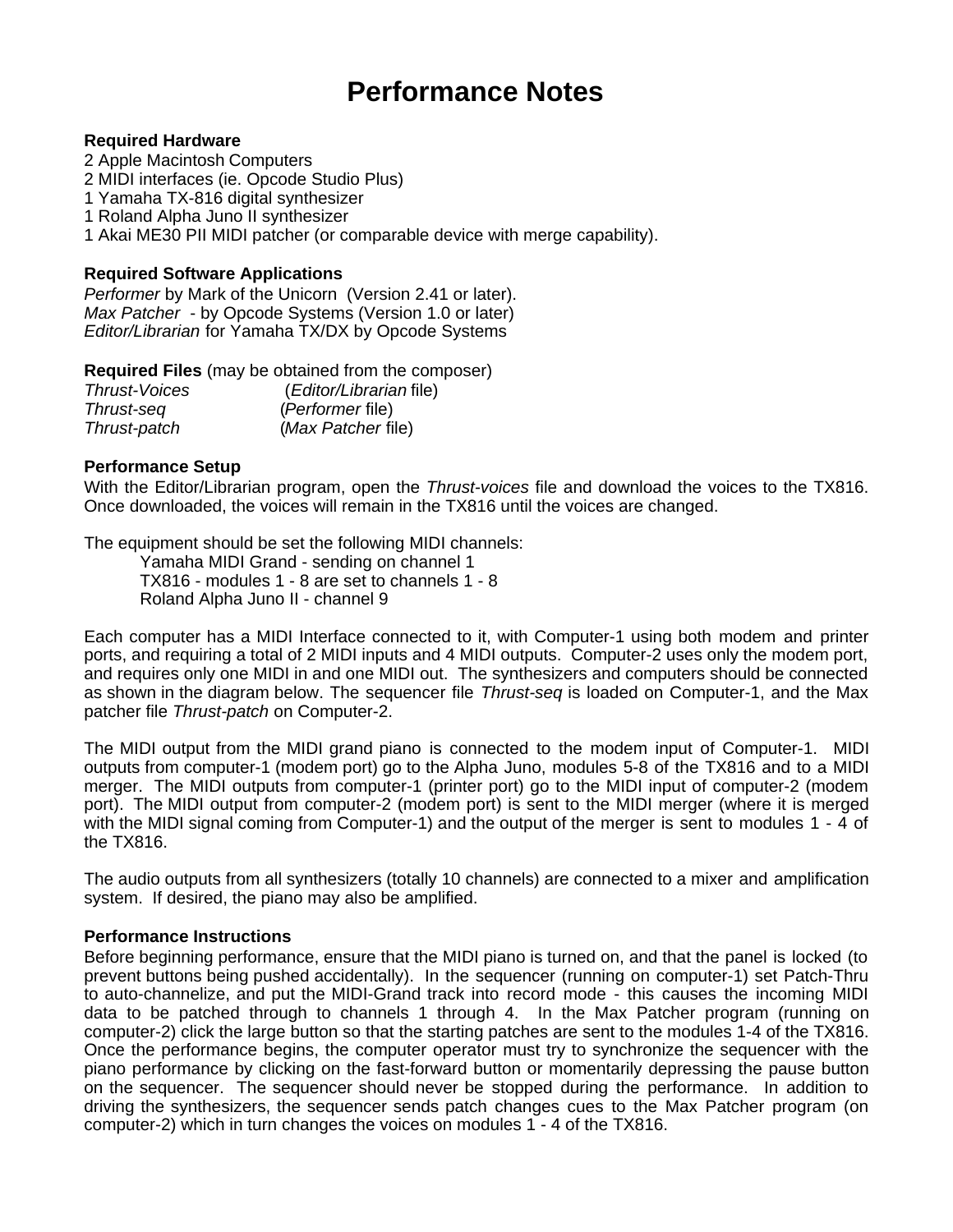# Performance Notes

**Required Hardware**
2 Apple Macintosh Computers
2 MIDI interfaces (ie. Opcode Studio Plus)
1 Yamaha TX-816 digital synthesizer
1 Roland Alpha Juno II synthesizer
1 Akai ME30 PII MIDI patcher (or comparable device with merge capability).

**Required Software Applications**
*Performer* by Mark of the Unicorn (Version 2.41 or later).
*Max Patcher* - by Opcode Systems (Version 1.0 or later)
*Editor/Librarian* for Yamaha TX/DX by Opcode Systems

**Required Files** (may be obtained from the composer)
*Thrust-Voices* (*Editor/Librarian* file)
*Thrust-seq* (*Performer* file)
*Thrust-patch* (*Max Patcher* file)

**Performance Setup**
With the Editor/Librarian program, open the *Thrust-voices* file and download the voices to the TX816. Once downloaded, the voices will remain in the TX816 until the voices are changed.

The equipment should be set the following MIDI channels:

Yamaha MIDI Grand - sending on channel 1
TX816 - modules 1 - 8 are set to channels 1 - 8
Roland Alpha Juno II - channel 9

Each computer has a MIDI Interface connected to it, with Computer-1 using both modem and printer ports, and requiring a total of 2 MIDI inputs and 4 MIDI outputs. Computer-2 uses only the modem port, and requires only one MIDI in and one MIDI out. The synthesizers and computers should be connected as shown in the diagram below. The sequencer file *Thrust-seq* is loaded on Computer-1, and the Max patcher file *Thrust-patch* on Computer-2.

The MIDI output from the MIDI grand piano is connected to the modem input of Computer-1. MIDI outputs from computer-1 (modem port) go to the Alpha Juno, modules 5-8 of the TX816 and to a MIDI merger. The MIDI outputs from computer-1 (printer port) go to the MIDI input of computer-2 (modem port). The MIDI output from computer-2 (modem port) is sent to the MIDI merger (where it is merged with the MIDI signal coming from Computer-1) and the output of the merger is sent to modules 1 - 4 of the TX816.

The audio outputs from all synthesizers (totally 10 channels) are connected to a mixer and amplification system. If desired, the piano may also be amplified.

**Performance Instructions**
Before beginning performance, ensure that the MIDI piano is turned on, and that the panel is locked (to prevent buttons being pushed accidentally). In the sequencer (running on computer-1) set Patch-Thru to auto-channelize, and put the MIDI-Grand track into record mode - this causes the incoming MIDI data to be patched through to channels 1 through 4. In the Max Patcher program (running on computer-2) click the large button so that the starting patches are sent to the modules 1-4 of the TX816. Once the performance begins, the computer operator must try to synchronize the sequencer with the piano performance by clicking on the fast-forward button or momentarily depressing the pause button on the sequencer. The sequencer should never be stopped during the performance. In addition to driving the synthesizers, the sequencer sends patch changes cues to the Max Patcher program (on computer-2) which in turn changes the voices on modules 1 - 4 of the TX816.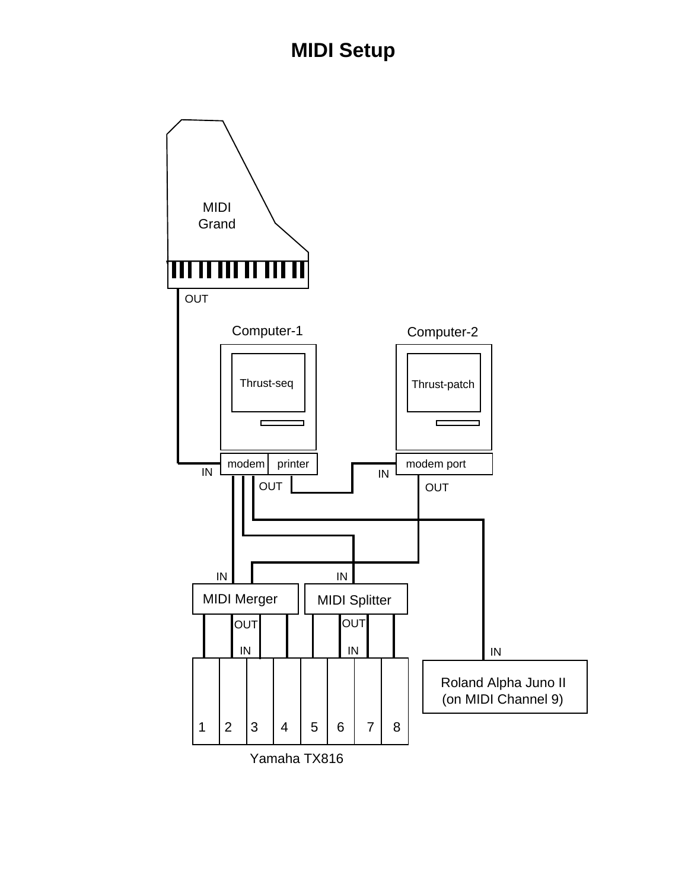# MIDI Setup

MIDI Grand

OUT

Computer-1

Thrust-seq

modem printer

IN

OUT

Computer-2

Thrust-patch

modem port

IN

OUT

IN

MIDI Merger

OUT

IN

MIDI Splitter

OUT

IN

1 2 3 4 5 6 7 8

Yamaha TX816

IN

Roland Alpha Juno II (on MIDI Channel 9)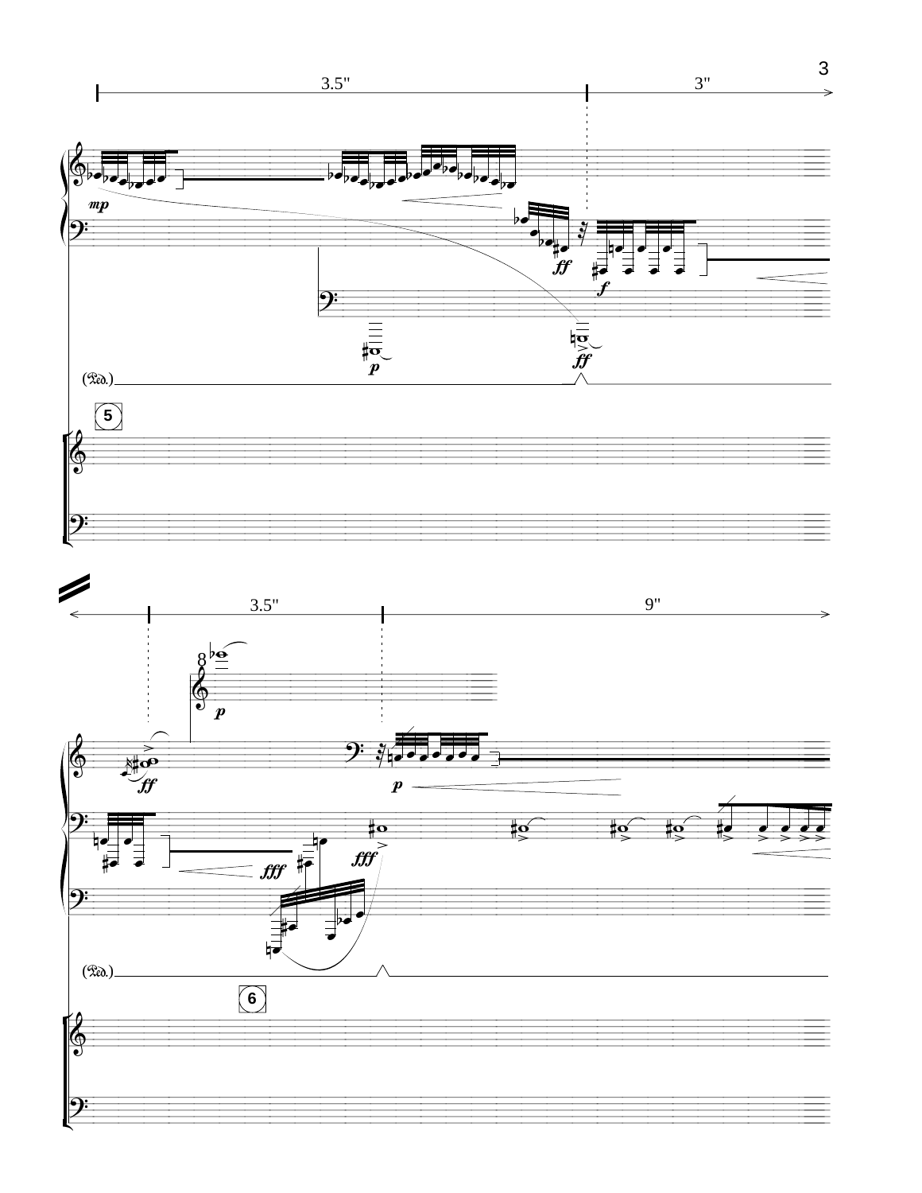3.5" 3"

*mp* *ff* *f* *p* *ff*

(Ped.)

5

3.5" 9"

8

*p* *ff* *p* *fff* *fff*

(Ped.)

6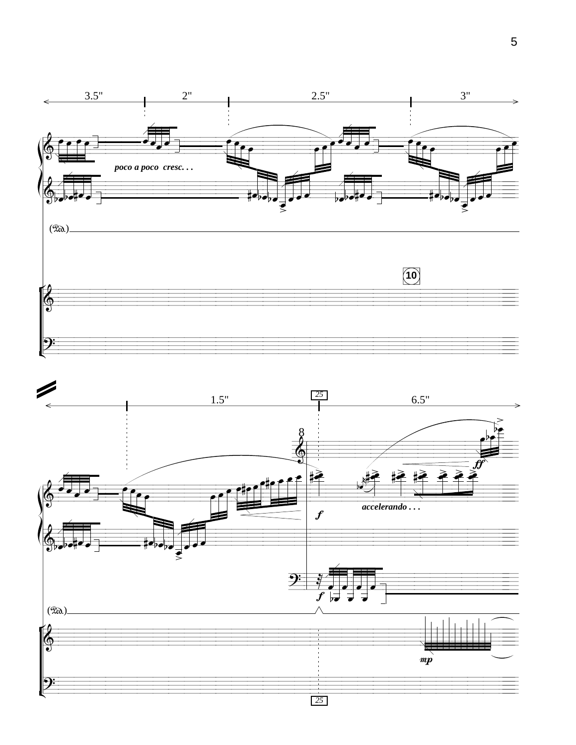3.5" 2" 2.5" 3"

*poco a poco cresc. . .*

(Ped.)

10

1.5" 25 6.5"

*accelerando . . .*

*f* *ff* *mp*

(Ped.)

25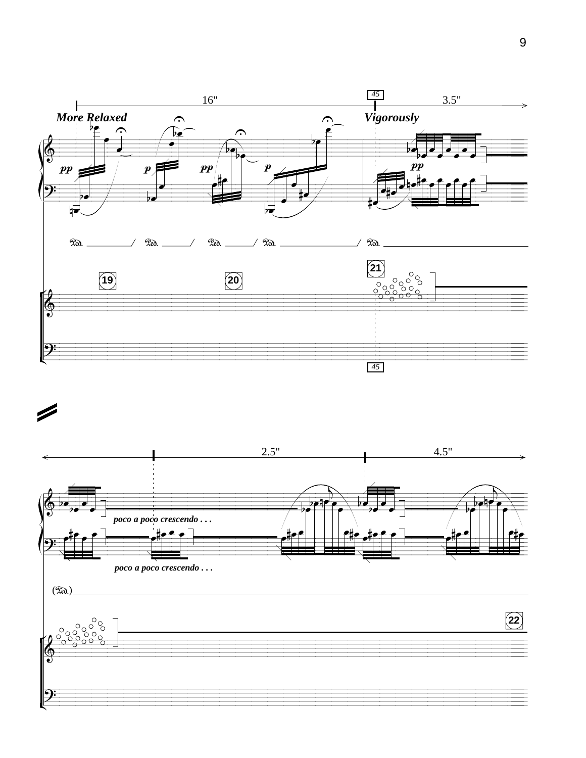16"

3.5"

45

*More Relaxed*

*Vigorously*

*pp* *p* *pp* *p* *pp*

Ped. Ped. Ped. Ped. Ped.

19 20 21

45

2.5"

4.5"

*poco a poco crescendo . . .*

*poco a poco crescendo . . .*

(Ped.)

22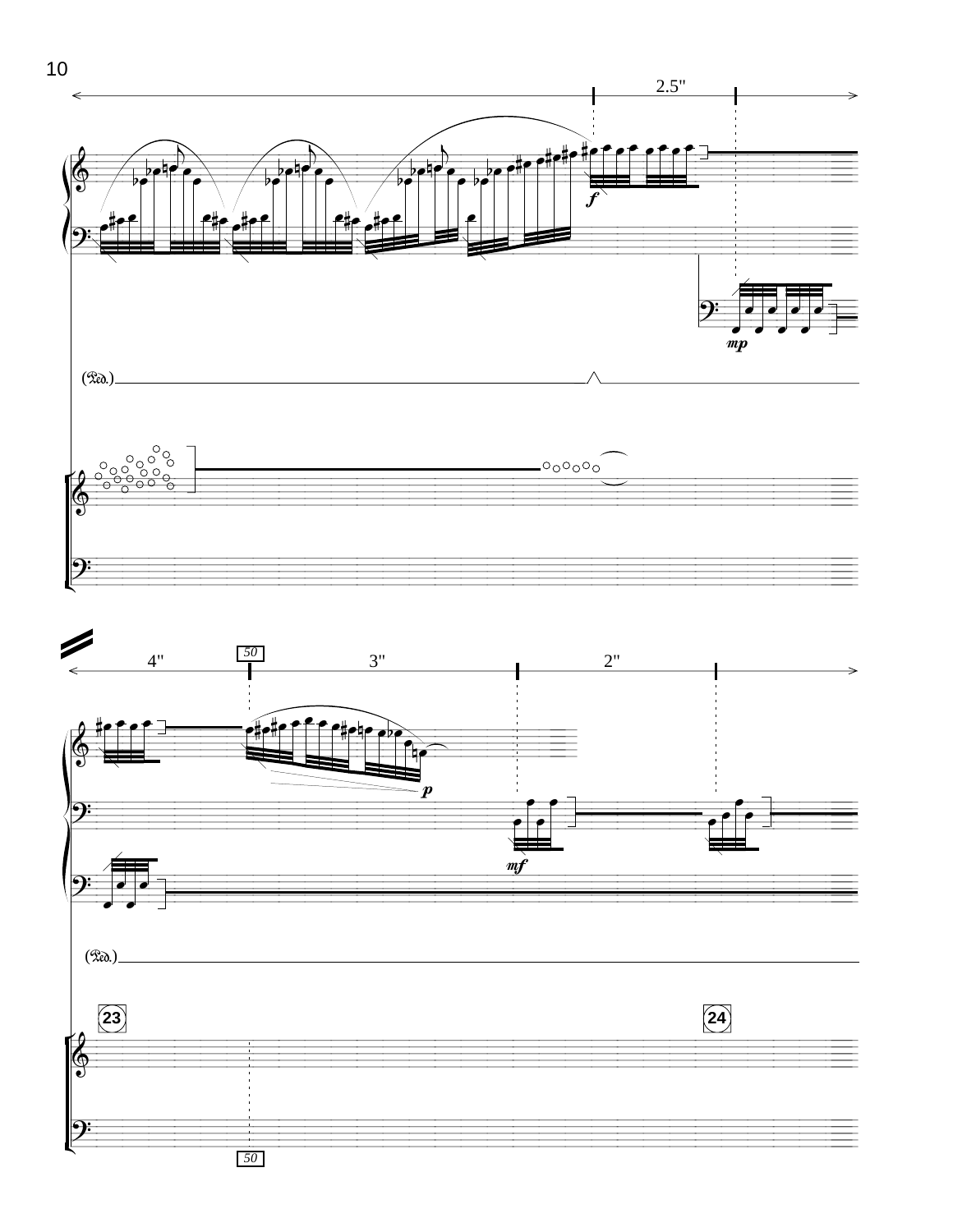2.5"

(𝆮.)

4" 50 3" 2"

(𝆮.)

23 24

50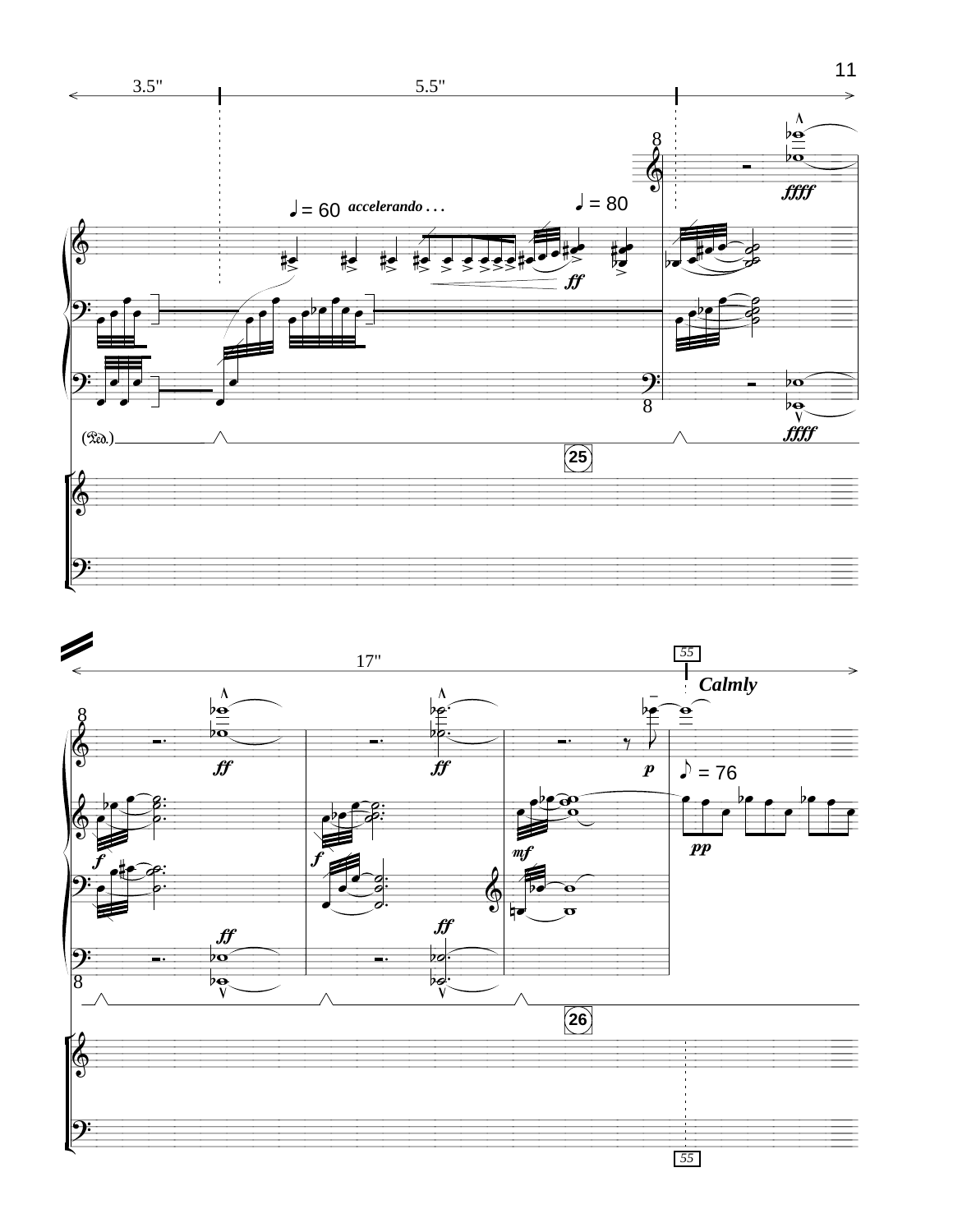3.5" 5.5"

♩ = 60 *accelerando . . .*

♩ = 80

*ff*

*ffff*

25

17"

55

***Calmly***

♪ = 76

*ff* *ff* *p*

*f* *f* *mf* *pp*

*ff* *ff*

26

55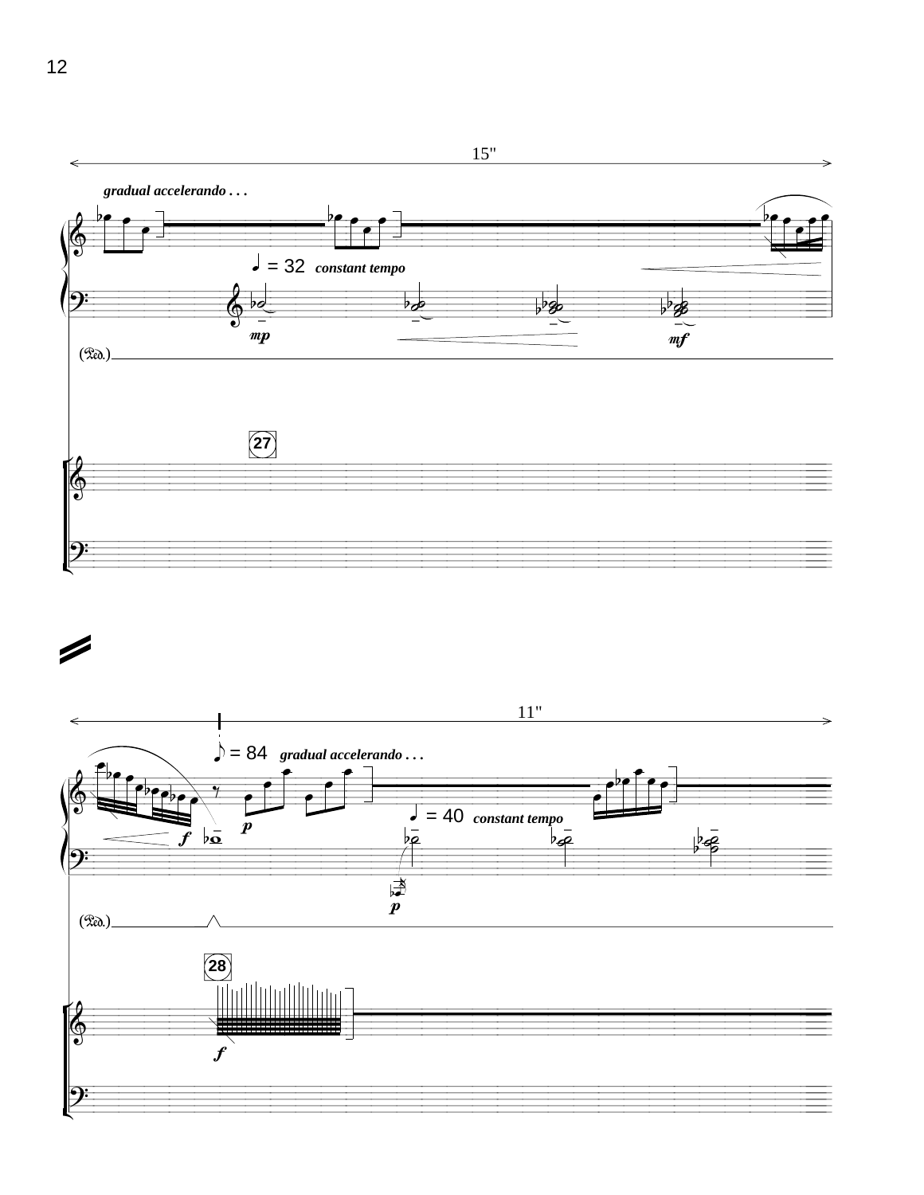15"

*gradual accelerando . . .*

♩ = 32 *constant tempo*

*mp*

*mf*

(𝒫𝑒𝑑.)

27

11"

♪ = 84 *gradual accelerando . . .*

♩ = 40 *constant tempo*

*f*

*p*

*p*

(𝒫𝑒𝑑.)

28

*f*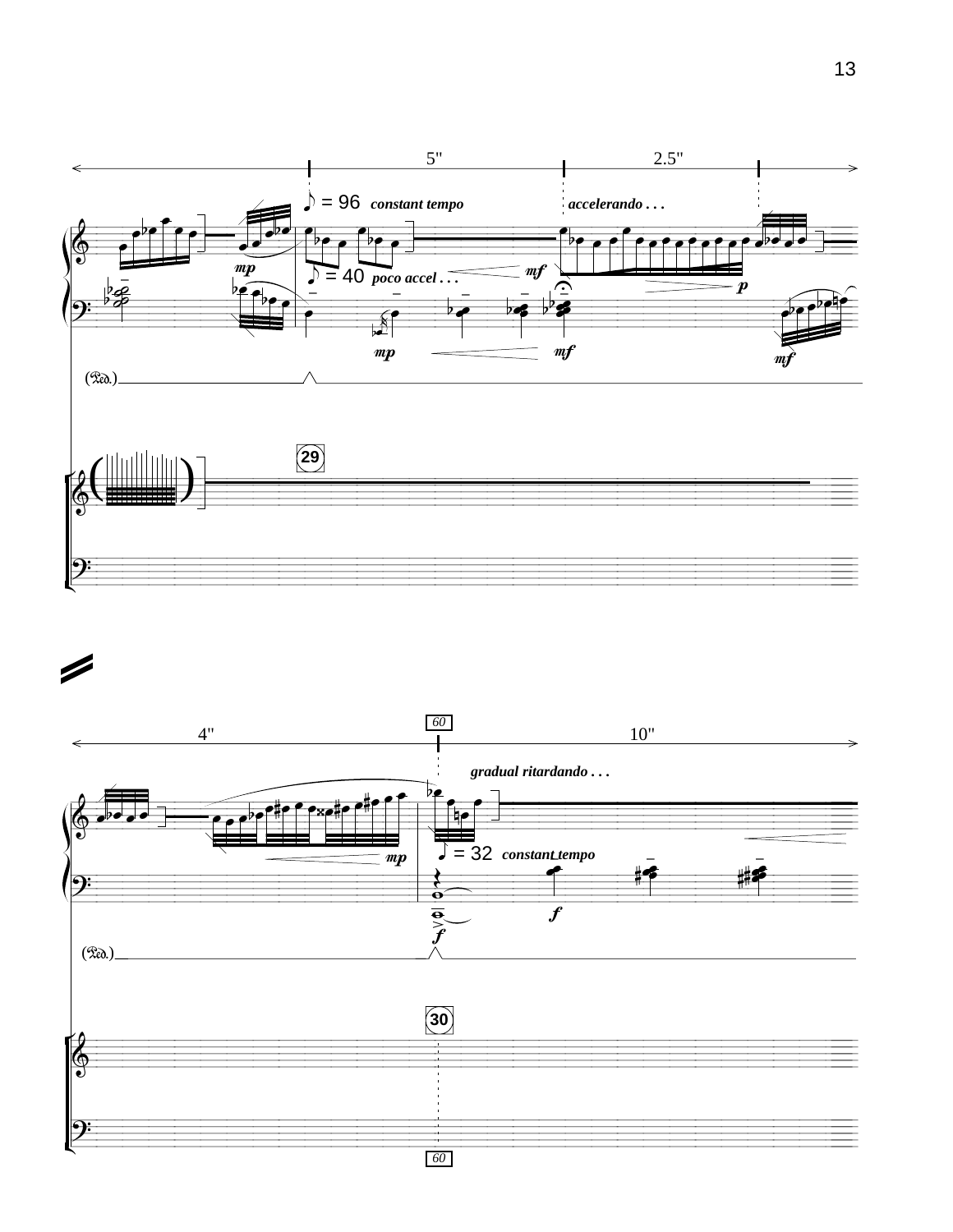5"

2.5"

♪ = 96 *constant tempo*

*accelerando . . .*

♪ = 40 *poco accel . . .*

29

4"

60

10"

*gradual ritardando . . .*

♩ = 32 *constant tempo*

30

60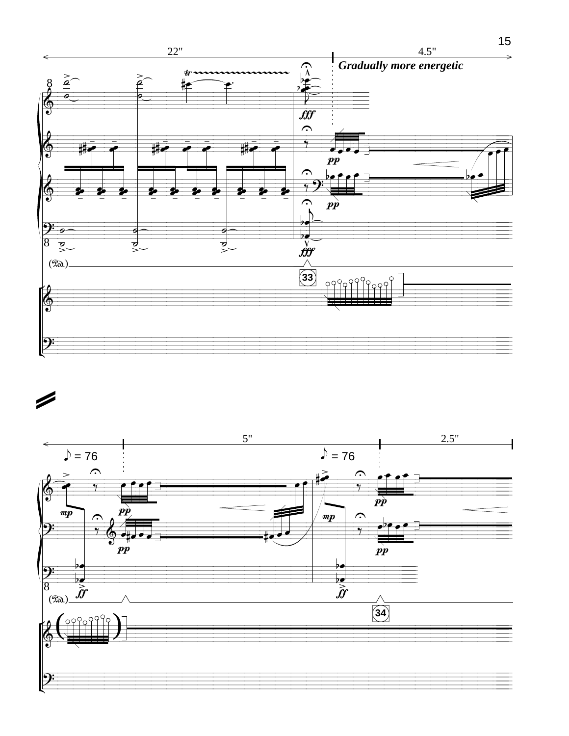22" 4.5"

*Gradually more energetic*

5" 2.5"

♪ = 76

♪ = 76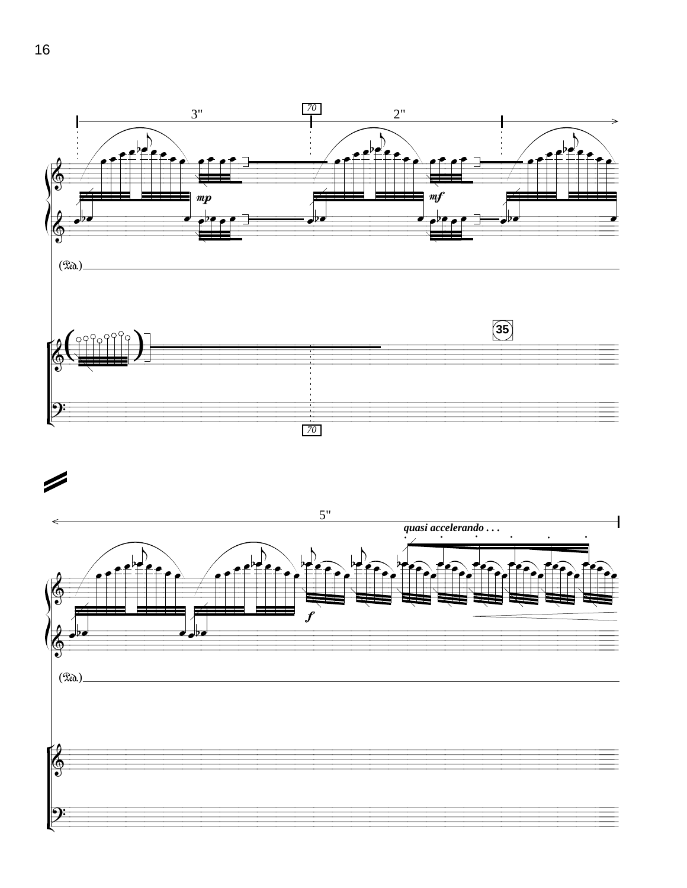3" | 70 | 2"

*mp* *mf*

(Ped.)

35

70

5"

*quasi accelerando . . .*

*f*

(Ped.)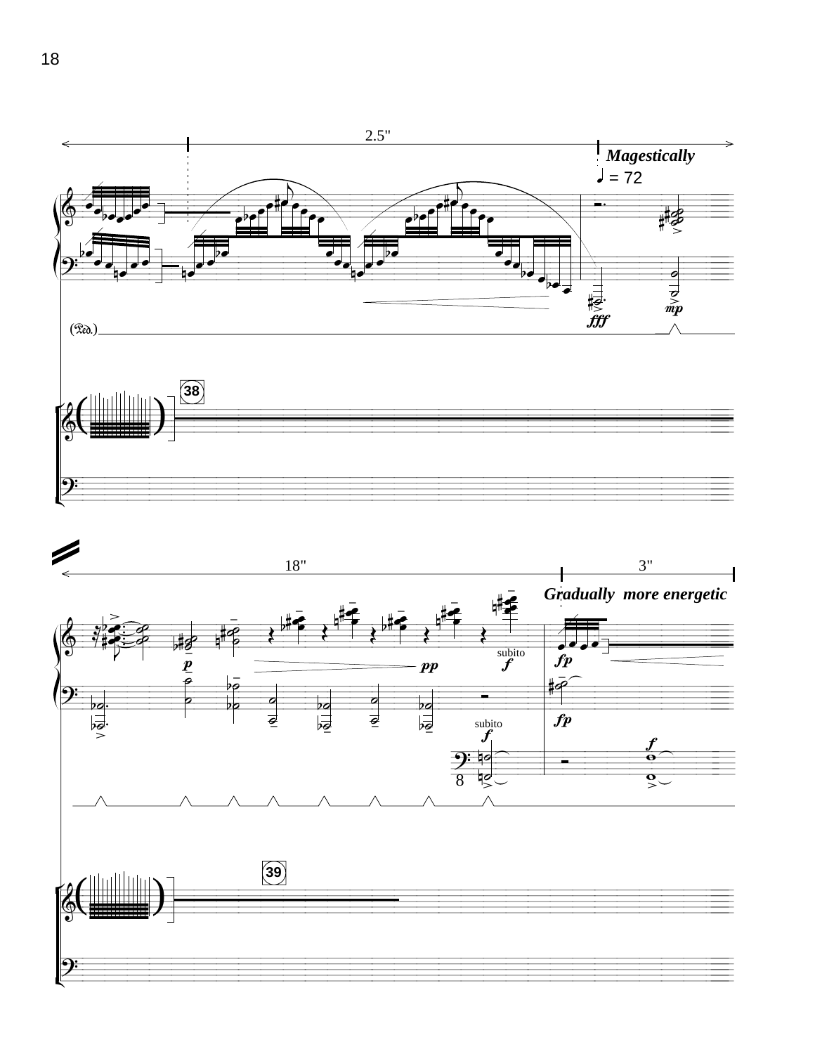2.5"

*Magestically*

♩ = 72

38

18"

3"

*Gradually more energetic*

subito

subito

39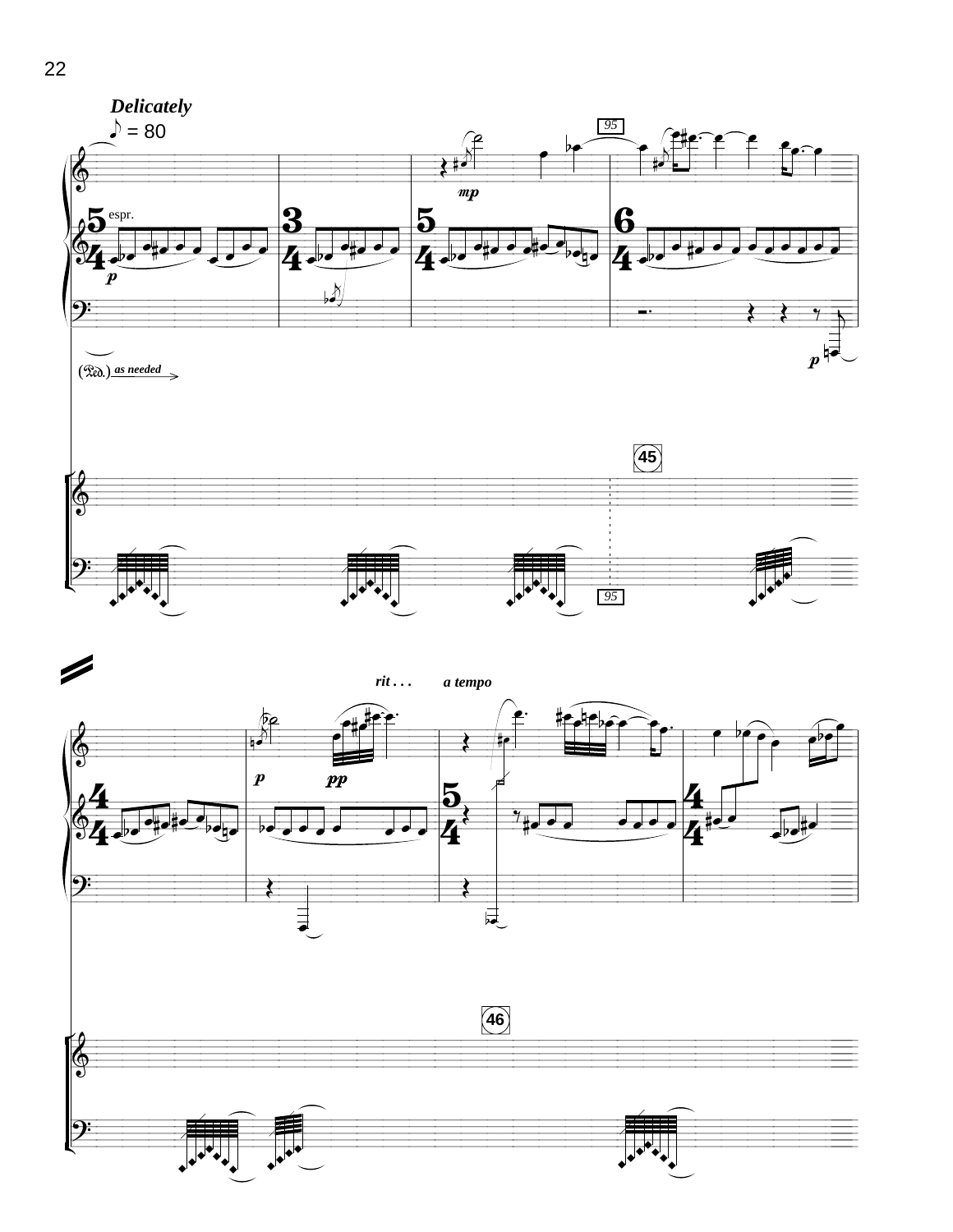***Delicately***

♪ = 80

espr.

*p*

*mp*

95

*p*

(Ped.) *as needed*

45

95

*rit . . .*

*a tempo*

*p*

*pp*

46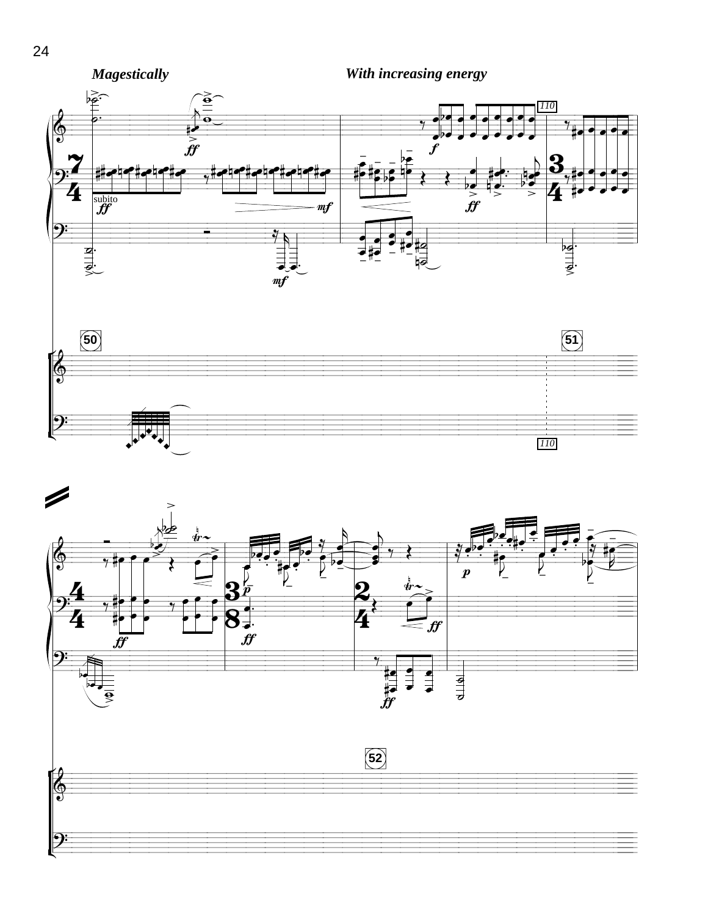*Magestically*

*With increasing energy*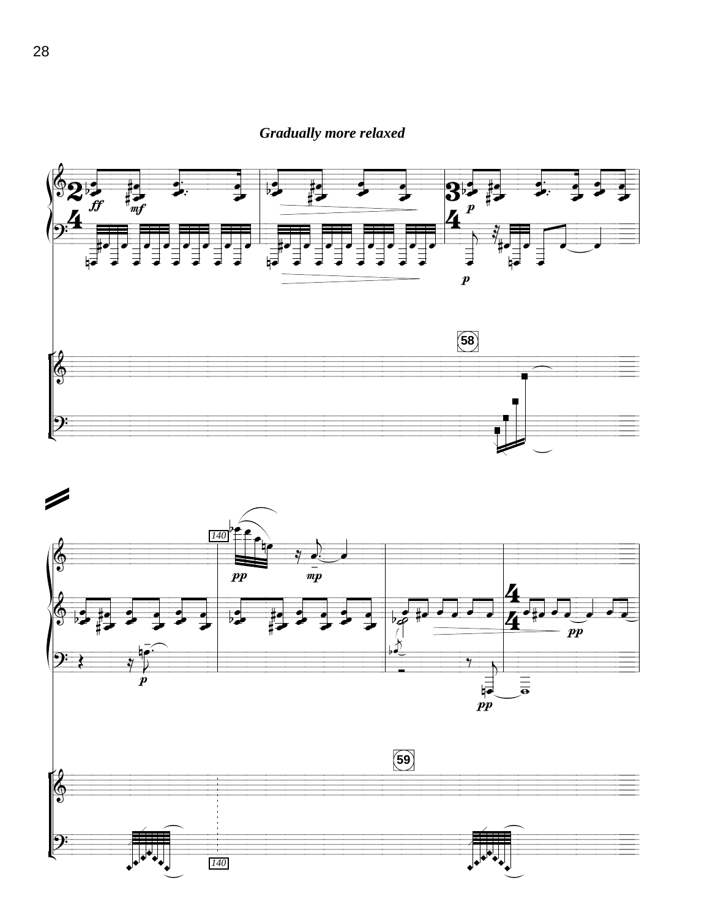*Gradually more relaxed*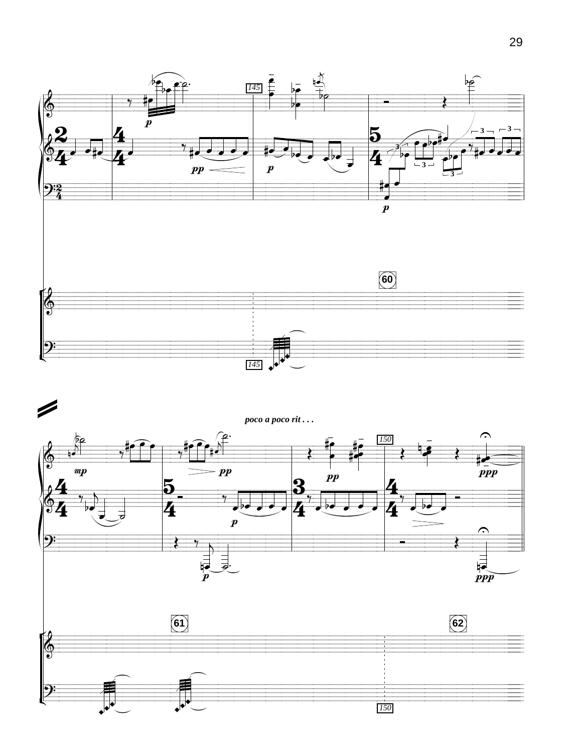*poco a poco rit . . .*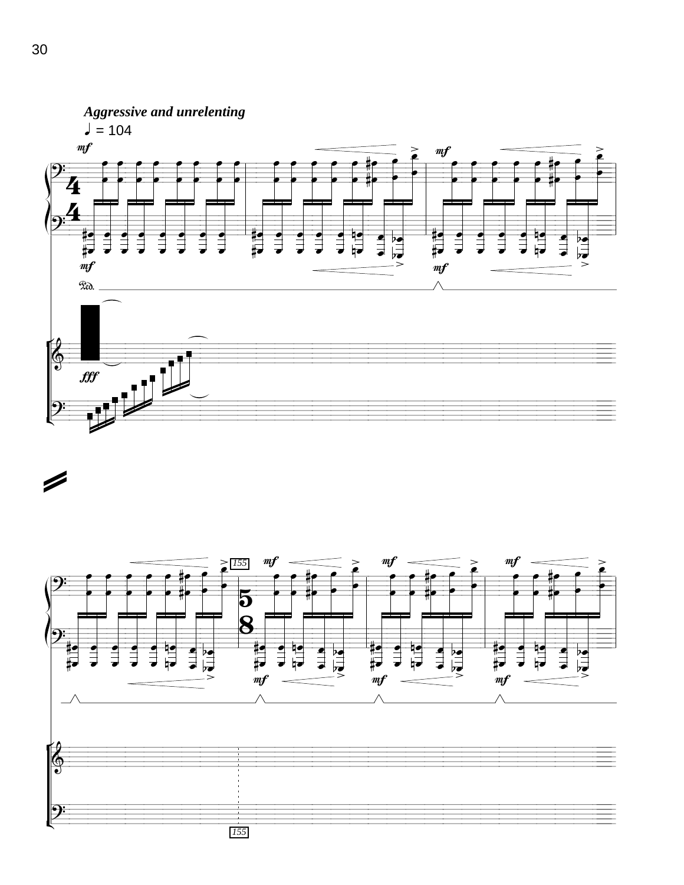*Aggressive and unrelenting*

♩ = 104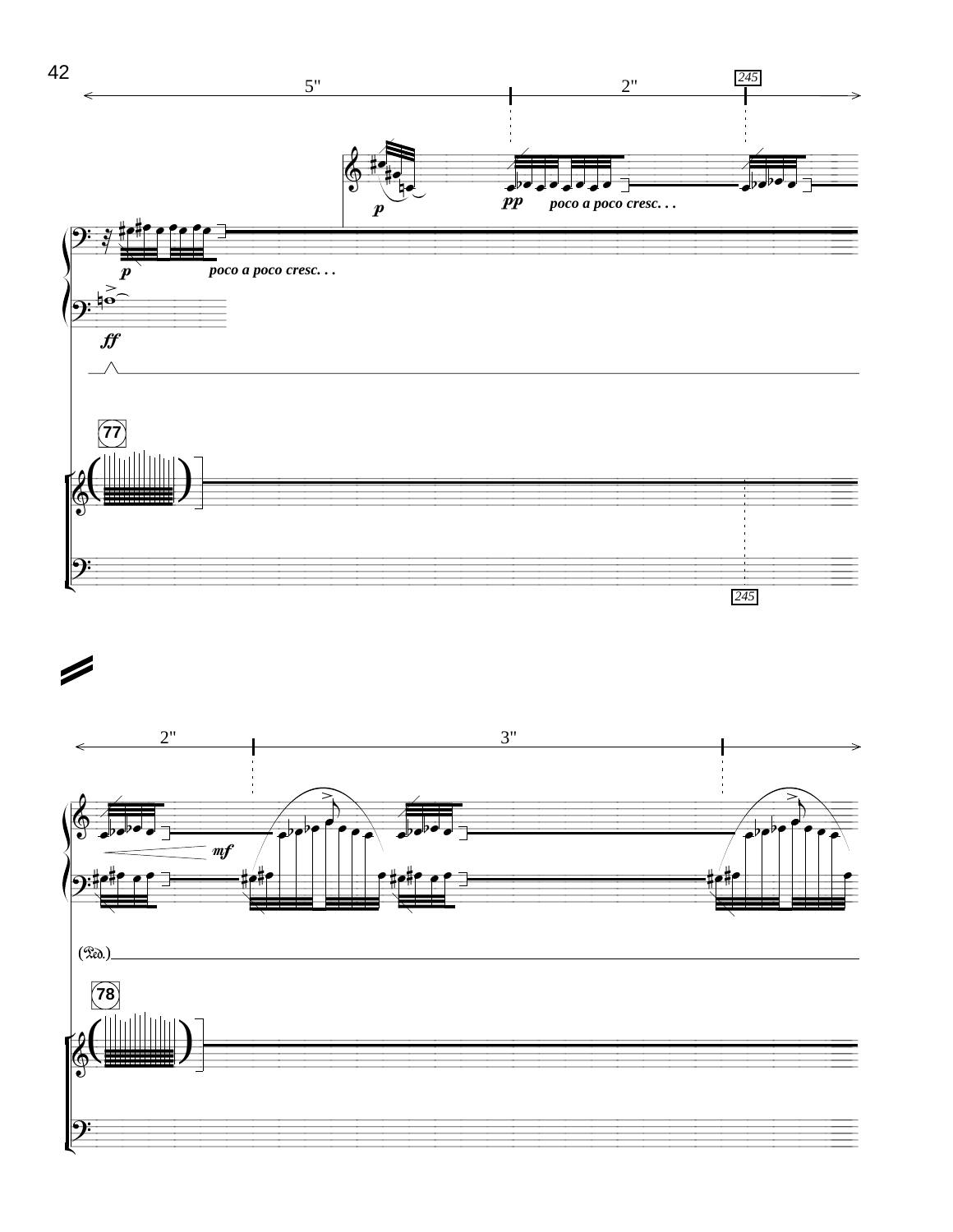5"

2"

245

*p*

*pp* *poco a poco cresc. . .*

*p* *poco a poco cresc. . .*

*ff*

77

245

2"

3"

*mf*

(Ped.)

78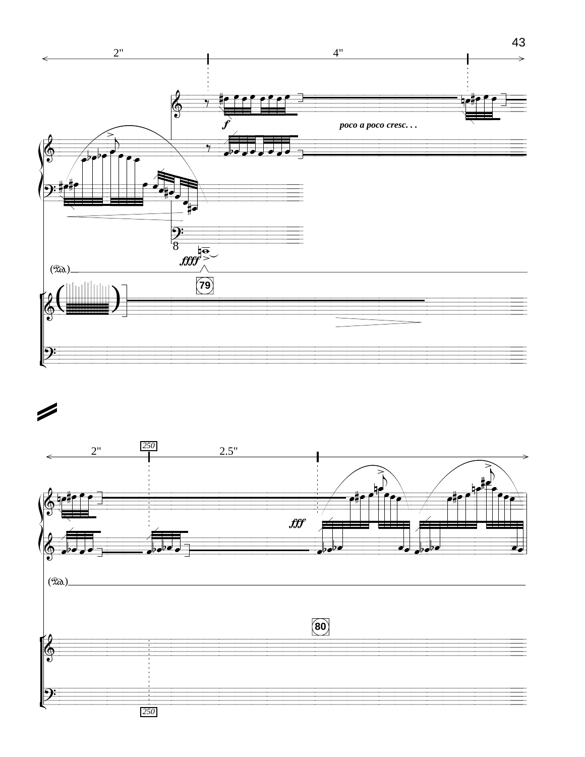2''   4''

*f*   *poco a poco cresc. . .*

*ffff*

(Ped.)

79

2''   250   2.5''

*fff*

(Ped.)

80

250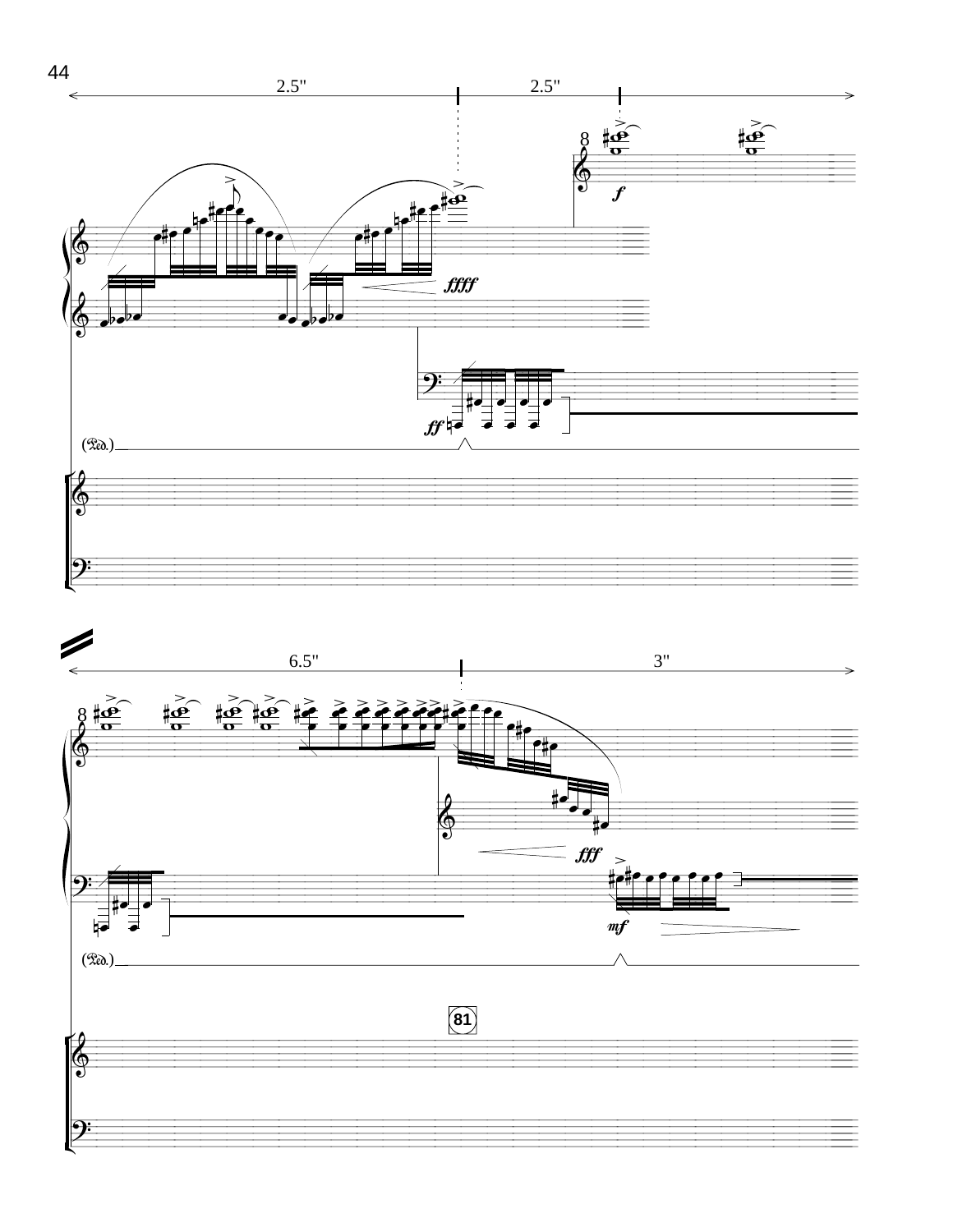2.5" 2.5"

6.5" 3"

81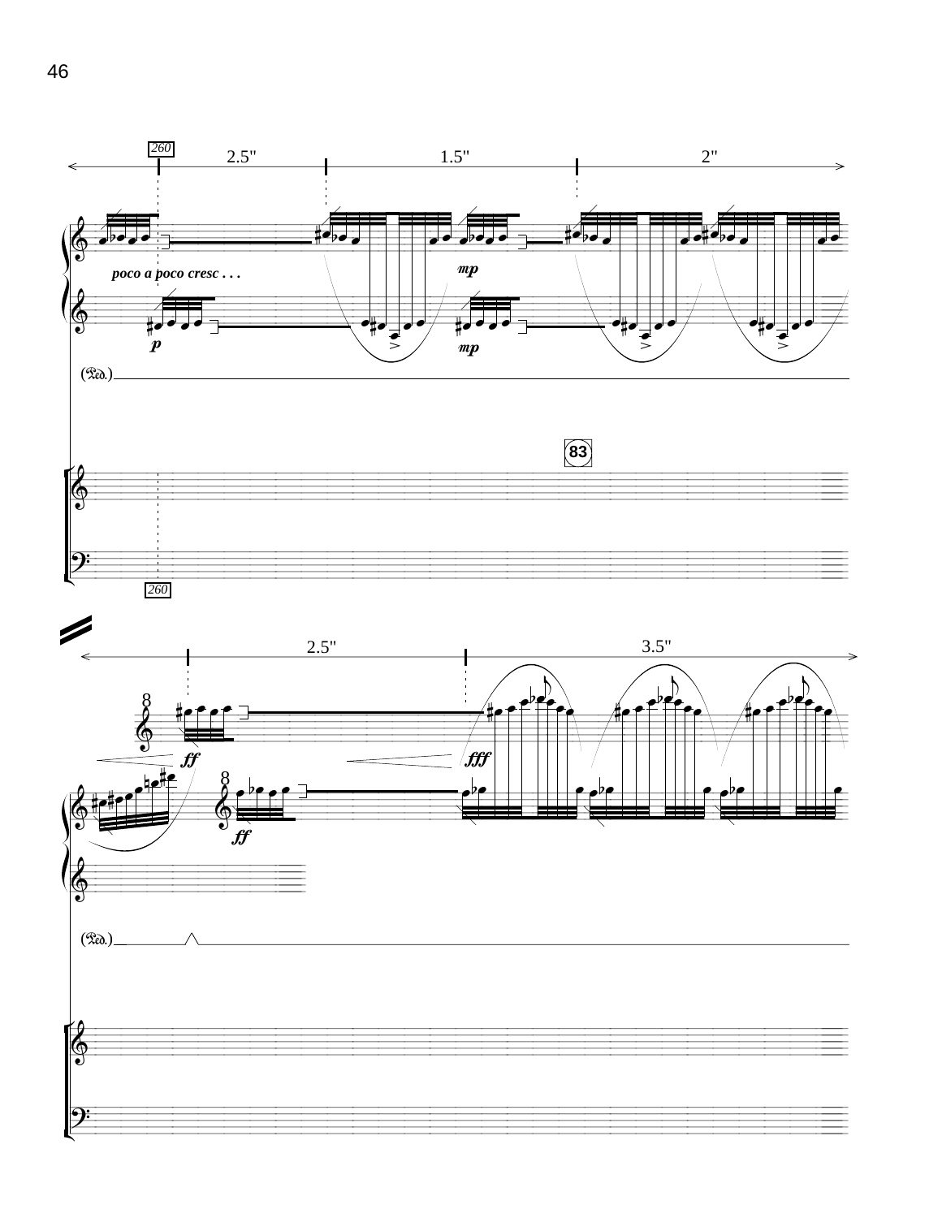260

2.5"

1.5"

2"

*poco a poco cresc . . .*

*mp*

*p*

*mp*

(Ped.)

83

260

2.5"

3.5"

*ff*

*fff*

*ff*

(Ped.)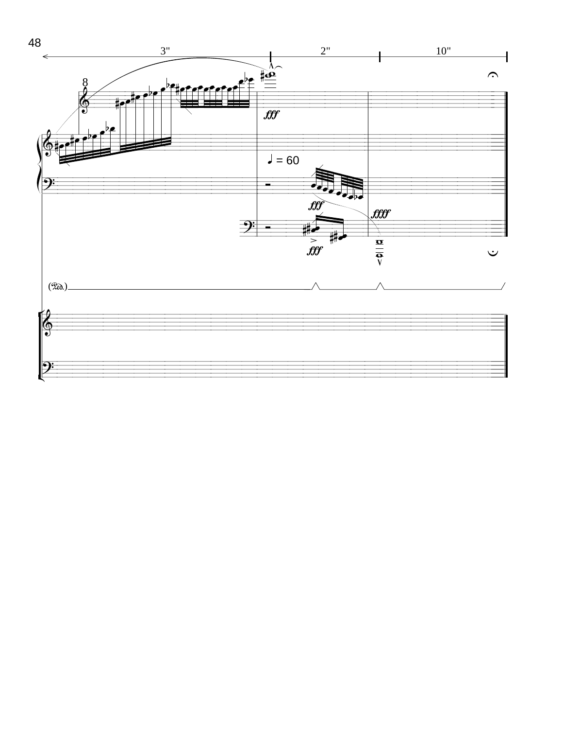3"

2"

10"

8

*fff*

♩ = 60

*fff*

*ffff*

*fff*

(𝒫𝑒𝑑.)